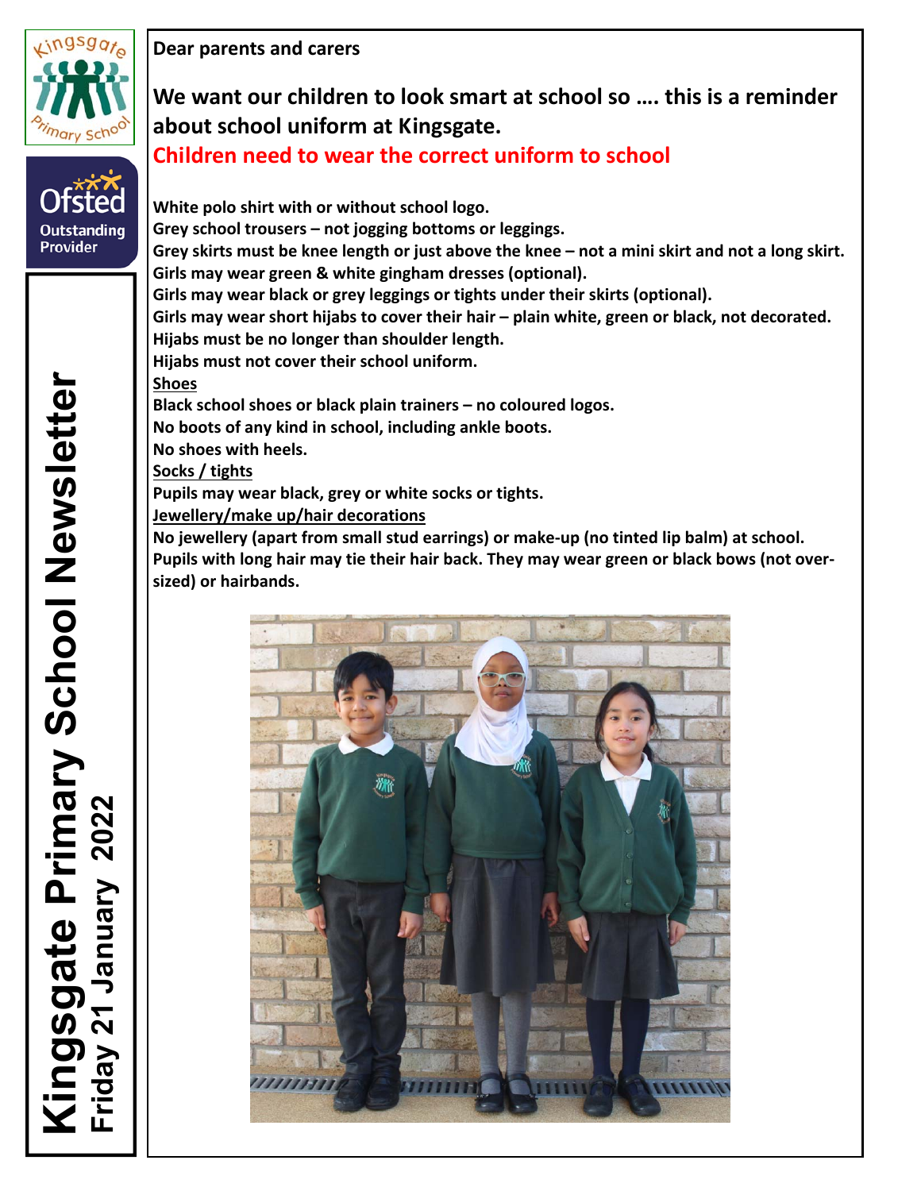# Kingsgate Primary School Newsletter

## Friday 21 January 2022

Ofsted Outstanding Provider

**Dear parents and carers**

## We want our children to look smart at school so …. this is a reminder about school uniform at Kingsgate.

## Children need to wear the correct uniform to school

**White polo shirt with or without school logo.**
**Grey school trousers – not jogging bottoms or leggings.**
**Grey skirts must be knee length or just above the knee – not a mini skirt and not a long skirt.**
**Girls may wear green & white gingham dresses (optional).**
**Girls may wear black or grey leggings or tights under their skirts (optional).**
**Girls may wear short hijabs to cover their hair – plain white, green or black, not decorated.**
**Hijabs must be no longer than shoulder length.**
**Hijabs must not cover their school uniform.**

**Shoes**

**Black school shoes or black plain trainers – no coloured logos.**
**No boots of any kind in school, including ankle boots.**
**No shoes with heels.**

**Socks / tights**

**Pupils may wear black, grey or white socks or tights.**

**Jewellery/make up/hair decorations**

**No jewellery (apart from small stud earrings) or make-up (no tinted lip balm) at school.**
**Pupils with long hair may tie their hair back. They may wear green or black bows (not over-sized) or hairbands.**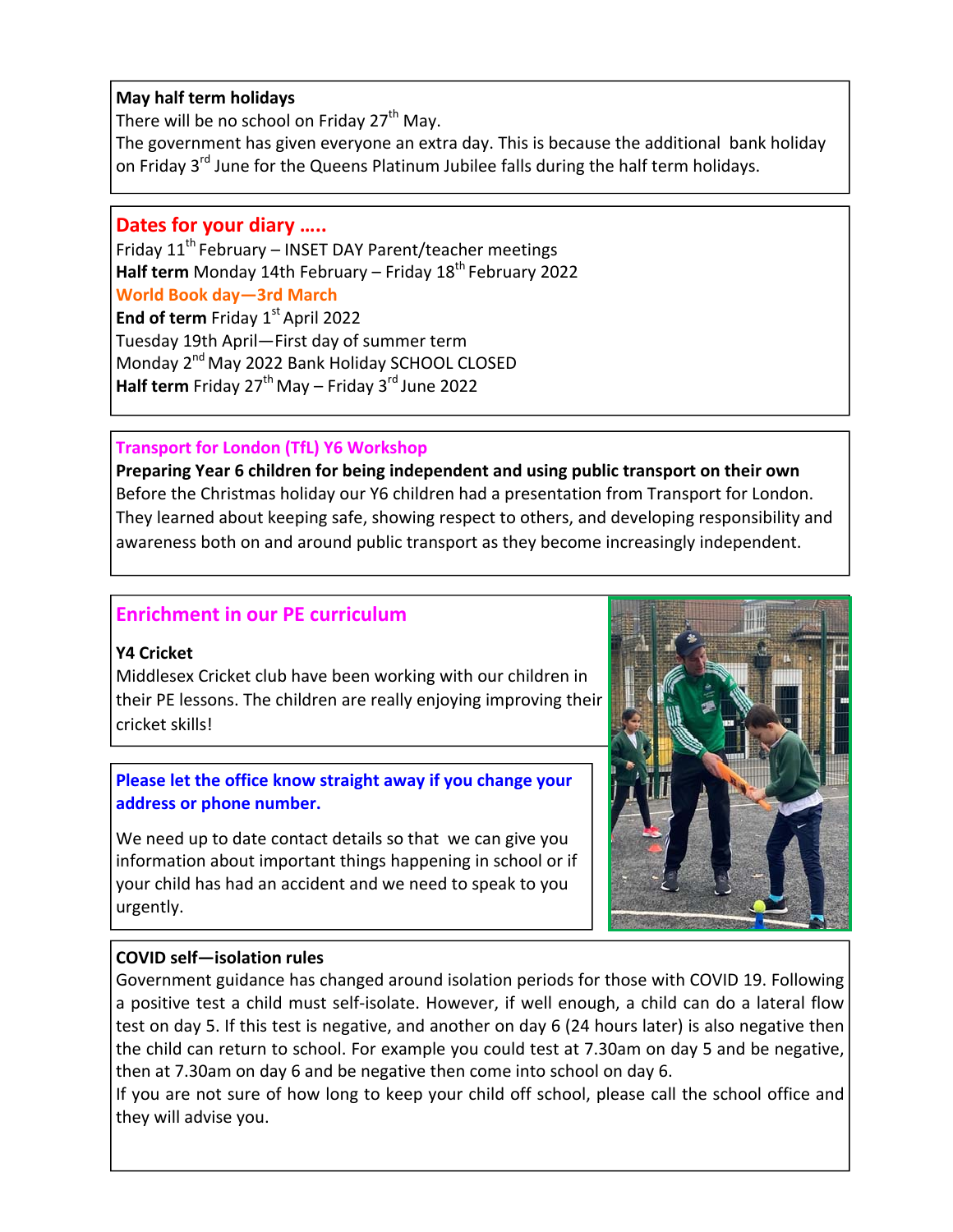**May half term holidays**

There will be no school on Friday 27th May.

The government has given everyone an extra day. This is because the additional bank holiday on Friday 3rd June for the Queens Platinum Jubilee falls during the half term holidays.

## Dates for your diary …..

Friday 11th February – INSET DAY Parent/teacher meetings

**Half term** Monday 14th February – Friday 18th February 2022

**World Book day—3rd March**

**End of term** Friday 1st April 2022

Tuesday 19th April—First day of summer term

Monday 2nd May 2022 Bank Holiday SCHOOL CLOSED

**Half term** Friday 27th May – Friday 3rd June 2022

## Transport for London (TfL) Y6 Workshop

**Preparing Year 6 children for being independent and using public transport on their own**

Before the Christmas holiday our Y6 children had a presentation from Transport for London. They learned about keeping safe, showing respect to others, and developing responsibility and awareness both on and around public transport as they become increasingly independent.

## Enrichment in our PE curriculum

**Y4 Cricket**

Middlesex Cricket club have been working with our children in their PE lessons. The children are really enjoying improving their cricket skills!

**Please let the office know straight away if you change your address or phone number.**

We need up to date contact details so that we can give you information about important things happening in school or if your child has had an accident and we need to speak to you urgently.

**COVID self—isolation rules**

Government guidance has changed around isolation periods for those with COVID 19. Following a positive test a child must self-isolate. However, if well enough, a child can do a lateral flow test on day 5. If this test is negative, and another on day 6 (24 hours later) is also negative then the child can return to school. For example you could test at 7.30am on day 5 and be negative, then at 7.30am on day 6 and be negative then come into school on day 6.

If you are not sure of how long to keep your child off school, please call the school office and they will advise you.